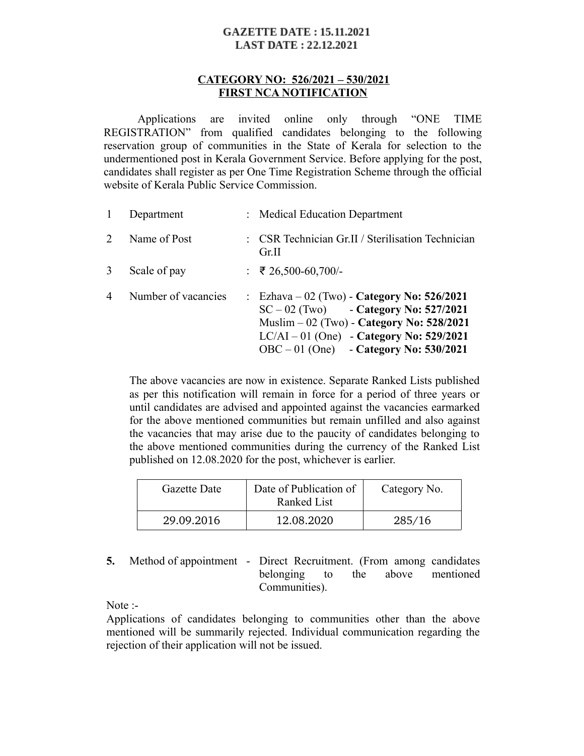**GAZETTE DATE : 15.11.2021**
**LAST DATE : 22.12.2021**

**CATEGORY NO: 526/2021 – 530/2021**
**FIRST NCA NOTIFICATION**

Applications are invited online only through "ONE TIME REGISTRATION" from qualified candidates belonging to the following reservation group of communities in the State of Kerala for selection to the undermentioned post in Kerala Government Service. Before applying for the post, candidates shall register as per One Time Registration Scheme through the official website of Kerala Public Service Commission.

1 Department : Medical Education Department

2 Name of Post : CSR Technician Gr.II / Sterilisation Technician Gr.II

3 Scale of pay : ₹ 26,500-60,700/-

4 Number of vacancies : Ezhava – 02 (Two) - **Category No: 526/2021**
SC – 02 (Two) - **Category No: 527/2021**
Muslim – 02 (Two) - **Category No: 528/2021**
LC/AI – 01 (One) - **Category No: 529/2021**
OBC – 01 (One) - **Category No: 530/2021**

The above vacancies are now in existence. Separate Ranked Lists published as per this notification will remain in force for a period of three years or until candidates are advised and appointed against the vacancies earmarked for the above mentioned communities but remain unfilled and also against the vacancies that may arise due to the paucity of candidates belonging to the above mentioned communities during the currency of the Ranked List published on 12.08.2020 for the post, whichever is earlier.

| Gazette Date | Date of Publication of Ranked List | Category No. |
|---|---|---|
| 29.09.2016 | 12.08.2020 | 285/16 |

**5.** Method of appointment - Direct Recruitment. (From among candidates belonging to the above mentioned Communities).

Note :-
Applications of candidates belonging to communities other than the above mentioned will be summarily rejected. Individual communication regarding the rejection of their application will not be issued.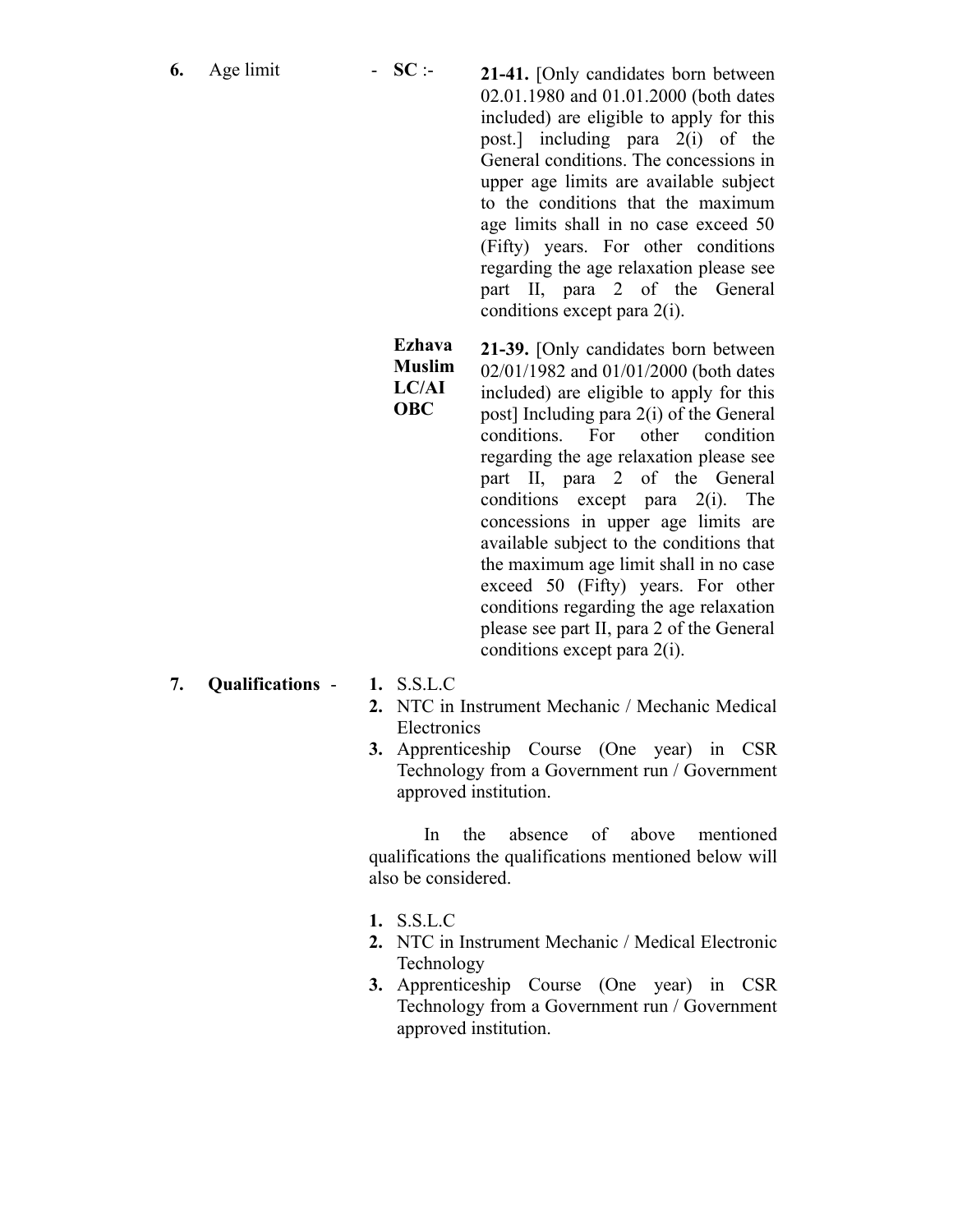**6.** Age limit - **SC** :- **21-41.** [Only candidates born between 02.01.1980 and 01.01.2000 (both dates included) are eligible to apply for this post.] including para 2(i) of the General conditions. The concessions in upper age limits are available subject to the conditions that the maximum age limits shall in no case exceed 50 (Fifty) years. For other conditions regarding the age relaxation please see part II, para 2 of the General conditions except para 2(i).

**Ezhava**
**Muslim**
**LC/AI**
**OBC**

**21-39.** [Only candidates born between 02/01/1982 and 01/01/2000 (both dates included) are eligible to apply for this post] Including para 2(i) of the General conditions. For other condition regarding the age relaxation please see part II, para 2 of the General conditions except para 2(i). The concessions in upper age limits are available subject to the conditions that the maximum age limit shall in no case exceed 50 (Fifty) years. For other conditions regarding the age relaxation please see part II, para 2 of the General conditions except para 2(i).

**7.** **Qualifications** -

1. S.S.L.C
2. NTC in Instrument Mechanic / Mechanic Medical Electronics
3. Apprenticeship Course (One year) in CSR Technology from a Government run / Government approved institution.

In the absence of above mentioned qualifications the qualifications mentioned below will also be considered.

1. S.S.L.C
2. NTC in Instrument Mechanic / Medical Electronic Technology
3. Apprenticeship Course (One year) in CSR Technology from a Government run / Government approved institution.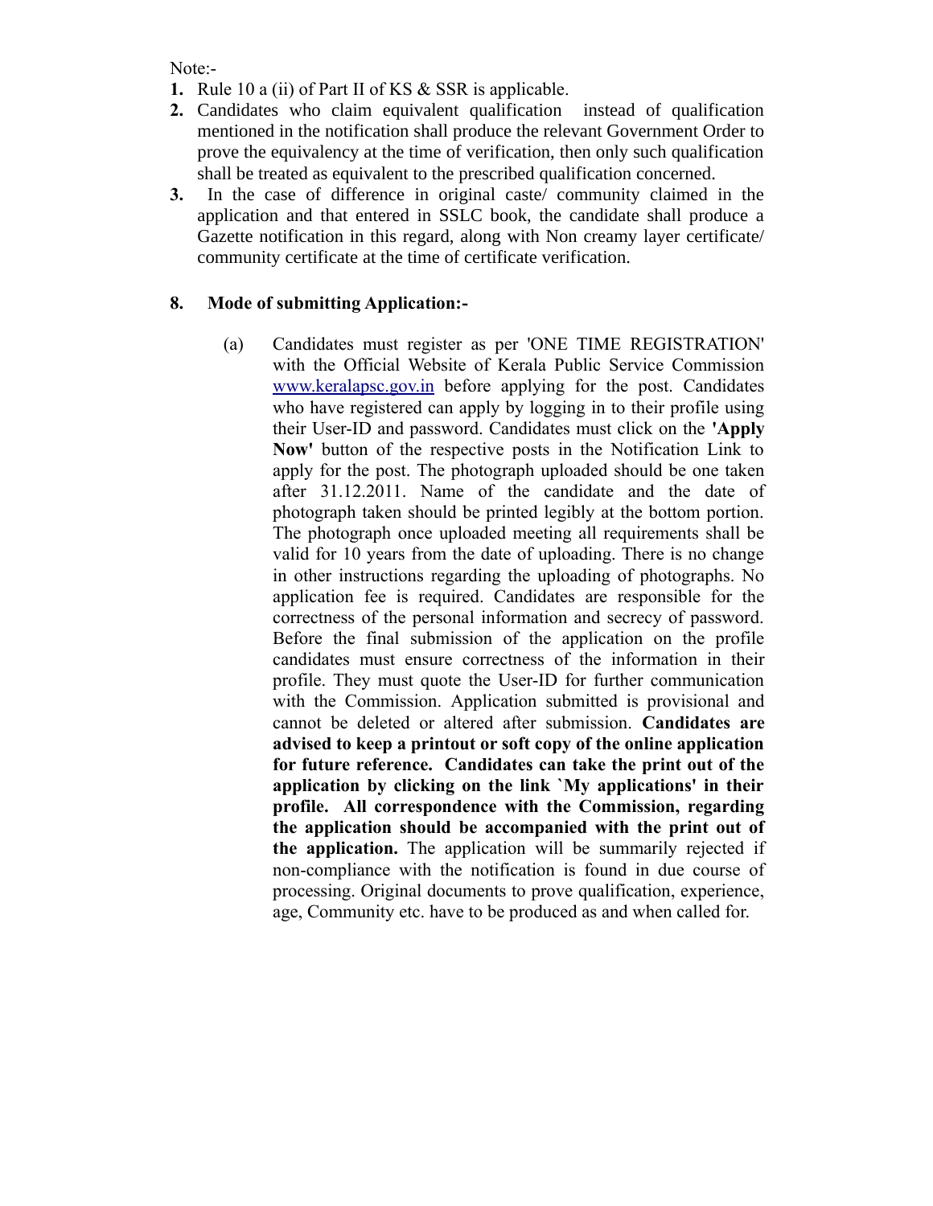Note:-

1. Rule 10 a (ii) of Part II of KS & SSR is applicable.
2. Candidates who claim equivalent qualification instead of qualification mentioned in the notification shall produce the relevant Government Order to prove the equivalency at the time of verification, then only such qualification shall be treated as equivalent to the prescribed qualification concerned.
3. In the case of difference in original caste/ community claimed in the application and that entered in SSLC book, the candidate shall produce a Gazette notification in this regard, along with Non creamy layer certificate/ community certificate at the time of certificate verification.

**8. Mode of submitting Application:-**

(a) Candidates must register as per 'ONE TIME REGISTRATION' with the Official Website of Kerala Public Service Commission www.keralapsc.gov.in before applying for the post. Candidates who have registered can apply by logging in to their profile using their User-ID and password. Candidates must click on the **'Apply Now'** button of the respective posts in the Notification Link to apply for the post. The photograph uploaded should be one taken after 31.12.2011. Name of the candidate and the date of photograph taken should be printed legibly at the bottom portion. The photograph once uploaded meeting all requirements shall be valid for 10 years from the date of uploading. There is no change in other instructions regarding the uploading of photographs. No application fee is required. Candidates are responsible for the correctness of the personal information and secrecy of password. Before the final submission of the application on the profile candidates must ensure correctness of the information in their profile. They must quote the User-ID for further communication with the Commission. Application submitted is provisional and cannot be deleted or altered after submission. **Candidates are advised to keep a printout or soft copy of the online application for future reference. Candidates can take the print out of the application by clicking on the link `My applications' in their profile. All correspondence with the Commission, regarding the application should be accompanied with the print out of the application.** The application will be summarily rejected if non-compliance with the notification is found in due course of processing. Original documents to prove qualification, experience, age, Community etc. have to be produced as and when called for.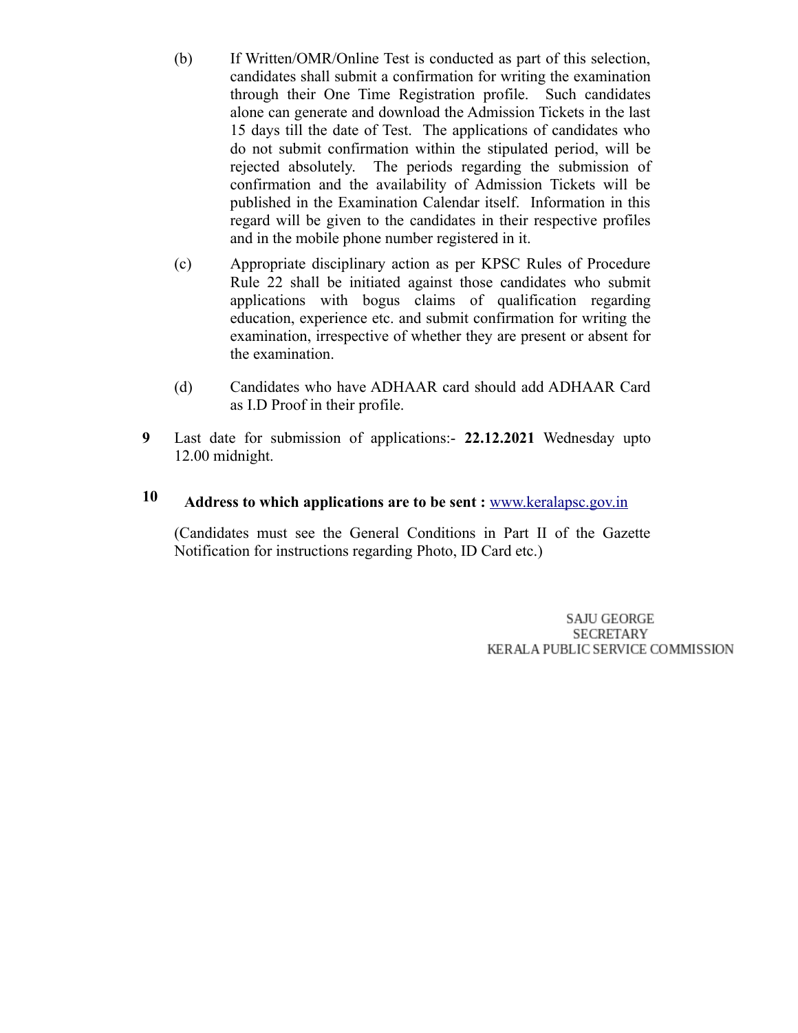(b) If Written/OMR/Online Test is conducted as part of this selection, candidates shall submit a confirmation for writing the examination through their One Time Registration profile. Such candidates alone can generate and download the Admission Tickets in the last 15 days till the date of Test. The applications of candidates who do not submit confirmation within the stipulated period, will be rejected absolutely. The periods regarding the submission of confirmation and the availability of Admission Tickets will be published in the Examination Calendar itself. Information in this regard will be given to the candidates in their respective profiles and in the mobile phone number registered in it.

(c) Appropriate disciplinary action as per KPSC Rules of Procedure Rule 22 shall be initiated against those candidates who submit applications with bogus claims of qualification regarding education, experience etc. and submit confirmation for writing the examination, irrespective of whether they are present or absent for the examination.

(d) Candidates who have ADHAAR card should add ADHAAR Card as I.D Proof in their profile.

**9** Last date for submission of applications:- **22.12.2021** Wednesday upto 12.00 midnight.

**10** **Address to which applications are to be sent :** [www.keralapsc.gov.in](www.keralapsc.gov.in)

(Candidates must see the General Conditions in Part II of the Gazette Notification for instructions regarding Photo, ID Card etc.)

SAJU GEORGE
SECRETARY
KERALA PUBLIC SERVICE COMMISSION